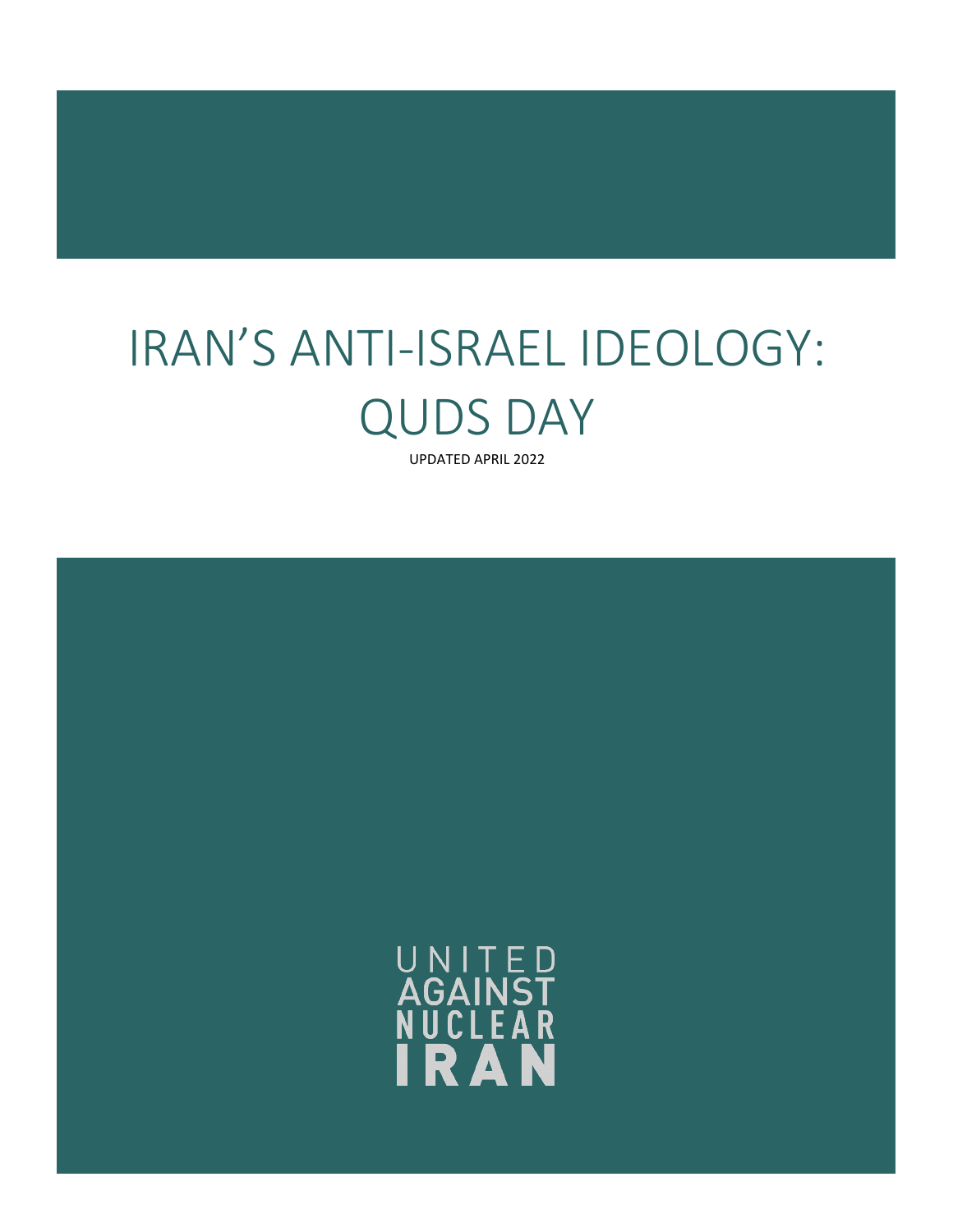# IRAN'S ANTI-ISRAEL IDEOLOGY: QUDS DAY

UPDATED APRIL 2022

UNITED AGAINST NUCLEAR IRAN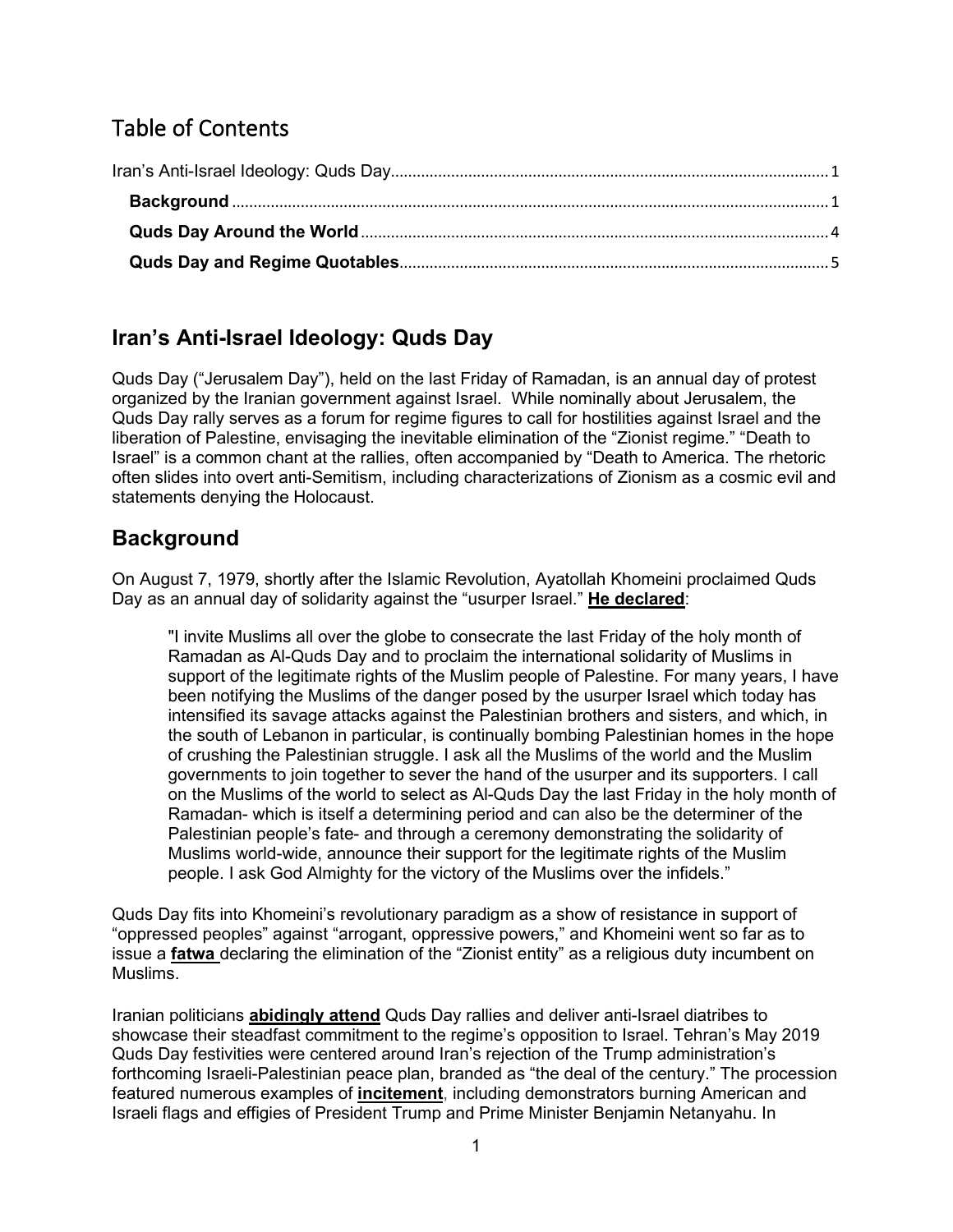# Table of Contents

Iran's Anti-Israel Ideology: Quds Day .......... 1

**Background** .......... 1

**Quds Day Around the World** .......... 4

**Quds Day and Regime Quotables** .......... 5

## Iran's Anti-Israel Ideology: Quds Day

Quds Day ("Jerusalem Day"), held on the last Friday of Ramadan, is an annual day of protest organized by the Iranian government against Israel. While nominally about Jerusalem, the Quds Day rally serves as a forum for regime figures to call for hostilities against Israel and the liberation of Palestine, envisaging the inevitable elimination of the "Zionist regime." "Death to Israel" is a common chant at the rallies, often accompanied by "Death to America. The rhetoric often slides into overt anti-Semitism, including characterizations of Zionism as a cosmic evil and statements denying the Holocaust.

## Background

On August 7, 1979, shortly after the Islamic Revolution, Ayatollah Khomeini proclaimed Quds Day as an annual day of solidarity against the "usurper Israel." **He declared**:

> "I invite Muslims all over the globe to consecrate the last Friday of the holy month of Ramadan as Al-Quds Day and to proclaim the international solidarity of Muslims in support of the legitimate rights of the Muslim people of Palestine. For many years, I have been notifying the Muslims of the danger posed by the usurper Israel which today has intensified its savage attacks against the Palestinian brothers and sisters, and which, in the south of Lebanon in particular, is continually bombing Palestinian homes in the hope of crushing the Palestinian struggle. I ask all the Muslims of the world and the Muslim governments to join together to sever the hand of the usurper and its supporters. I call on the Muslims of the world to select as Al-Quds Day the last Friday in the holy month of Ramadan- which is itself a determining period and can also be the determiner of the Palestinian people's fate- and through a ceremony demonstrating the solidarity of Muslims world-wide, announce their support for the legitimate rights of the Muslim people. I ask God Almighty for the victory of the Muslims over the infidels."

Quds Day fits into Khomeini's revolutionary paradigm as a show of resistance in support of "oppressed peoples" against "arrogant, oppressive powers," and Khomeini went so far as to issue a **fatwa** declaring the elimination of the "Zionist entity" as a religious duty incumbent on Muslims.

Iranian politicians **abidingly attend** Quds Day rallies and deliver anti-Israel diatribes to showcase their steadfast commitment to the regime's opposition to Israel. Tehran's May 2019 Quds Day festivities were centered around Iran's rejection of the Trump administration's forthcoming Israeli-Palestinian peace plan, branded as "the deal of the century." The procession featured numerous examples of **incitement**, including demonstrators burning American and Israeli flags and effigies of President Trump and Prime Minister Benjamin Netanyahu. In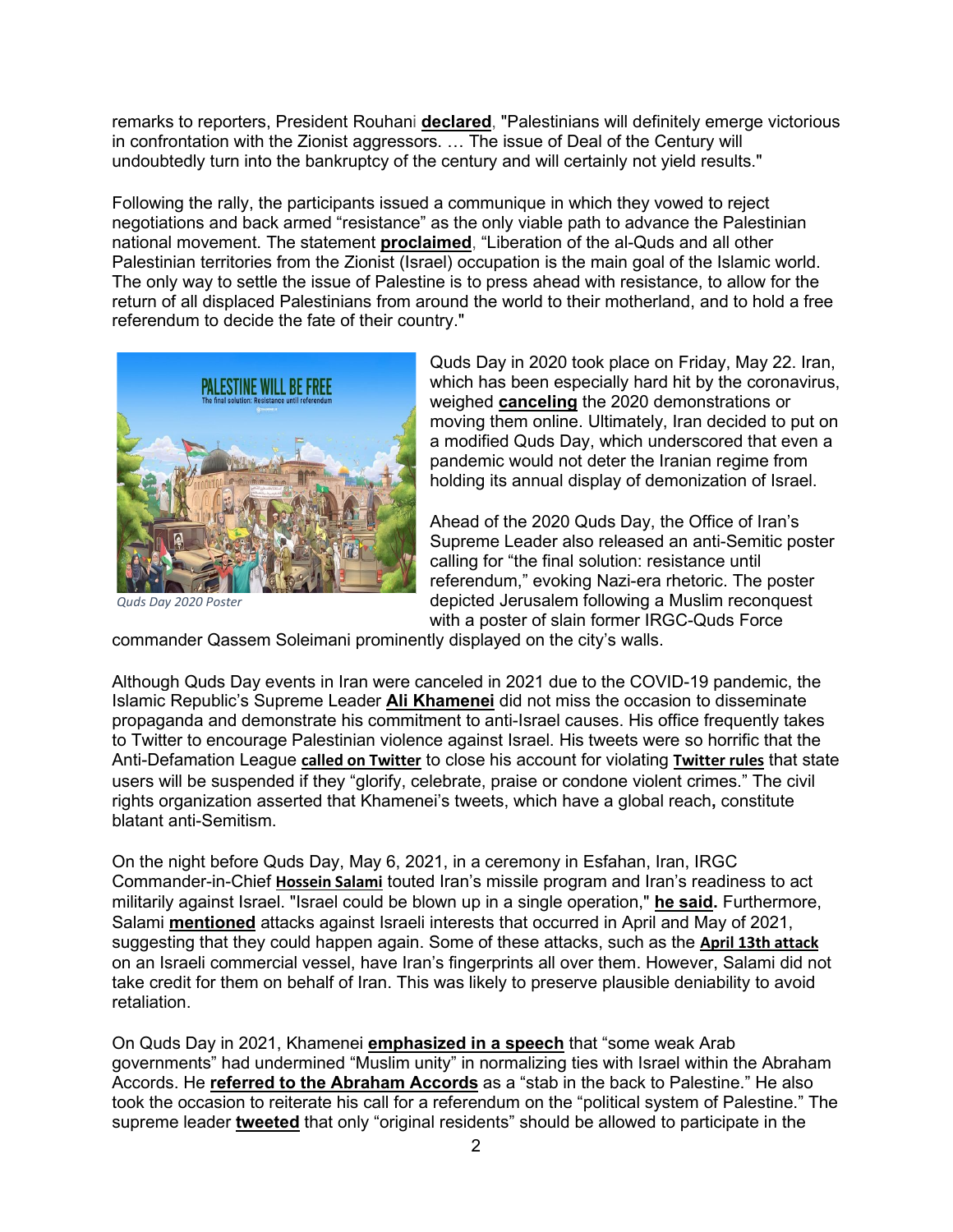remarks to reporters, President Rouhani **declared**, "Palestinians will definitely emerge victorious in confrontation with the Zionist aggressors. … The issue of Deal of the Century will undoubtedly turn into the bankruptcy of the century and will certainly not yield results."

Following the rally, the participants issued a communique in which they vowed to reject negotiations and back armed "resistance" as the only viable path to advance the Palestinian national movement. The statement **proclaimed**, "Liberation of the al-Quds and all other Palestinian territories from the Zionist (Israel) occupation is the main goal of the Islamic world. The only way to settle the issue of Palestine is to press ahead with resistance, to allow for the return of all displaced Palestinians from around the world to their motherland, and to hold a free referendum to decide the fate of their country."

*Quds Day 2020 Poster*

Quds Day in 2020 took place on Friday, May 22. Iran, which has been especially hard hit by the coronavirus, weighed **canceling** the 2020 demonstrations or moving them online. Ultimately, Iran decided to put on a modified Quds Day, which underscored that even a pandemic would not deter the Iranian regime from holding its annual display of demonization of Israel.

Ahead of the 2020 Quds Day, the Office of Iran's Supreme Leader also released an anti-Semitic poster calling for "the final solution: resistance until referendum," evoking Nazi-era rhetoric. The poster depicted Jerusalem following a Muslim reconquest with a poster of slain former IRGC-Quds Force commander Qassem Soleimani prominently displayed on the city's walls.

Although Quds Day events in Iran were canceled in 2021 due to the COVID-19 pandemic, the Islamic Republic's Supreme Leader **Ali Khamenei** did not miss the occasion to disseminate propaganda and demonstrate his commitment to anti-Israel causes. His office frequently takes to Twitter to encourage Palestinian violence against Israel. His tweets were so horrific that the Anti-Defamation League **called on Twitter** to close his account for violating **Twitter rules** that state users will be suspended if they "glorify, celebrate, praise or condone violent crimes." The civil rights organization asserted that Khamenei's tweets, which have a global reach**,** constitute blatant anti-Semitism.

On the night before Quds Day, May 6, 2021, in a ceremony in Esfahan, Iran, IRGC Commander-in-Chief **Hossein Salami** touted Iran's missile program and Iran's readiness to act militarily against Israel. "Israel could be blown up in a single operation," **he said.** Furthermore, Salami **mentioned** attacks against Israeli interests that occurred in April and May of 2021, suggesting that they could happen again. Some of these attacks, such as the **April 13th attack** on an Israeli commercial vessel, have Iran's fingerprints all over them. However, Salami did not take credit for them on behalf of Iran. This was likely to preserve plausible deniability to avoid retaliation.

On Quds Day in 2021, Khamenei **emphasized in a speech** that "some weak Arab governments" had undermined "Muslim unity" in normalizing ties with Israel within the Abraham Accords. He **referred to the Abraham Accords** as a "stab in the back to Palestine." He also took the occasion to reiterate his call for a referendum on the "political system of Palestine." The supreme leader **tweeted** that only "original residents" should be allowed to participate in the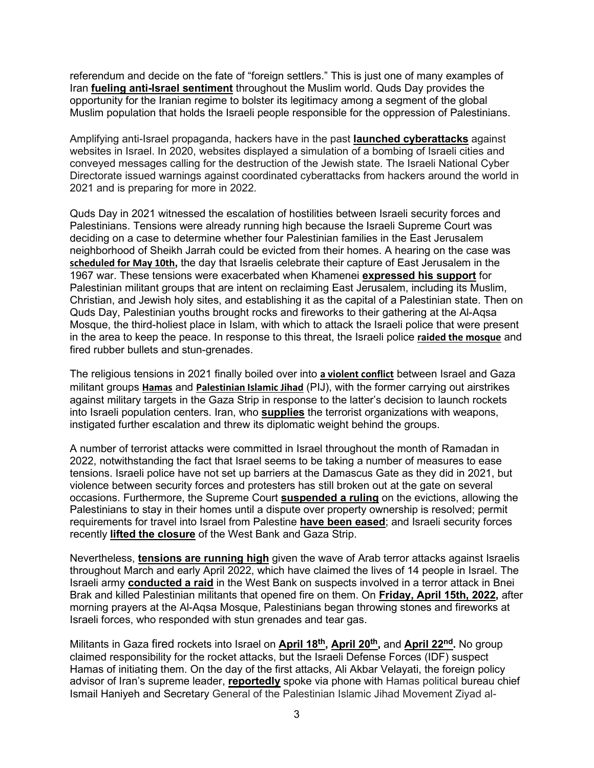referendum and decide on the fate of "foreign settlers." This is just one of many examples of Iran **fueling anti-Israel sentiment** throughout the Muslim world. Quds Day provides the opportunity for the Iranian regime to bolster its legitimacy among a segment of the global Muslim population that holds the Israeli people responsible for the oppression of Palestinians.

Amplifying anti-Israel propaganda, hackers have in the past **launched cyberattacks** against websites in Israel. In 2020, websites displayed a simulation of a bombing of Israeli cities and conveyed messages calling for the destruction of the Jewish state. The Israeli National Cyber Directorate issued warnings against coordinated cyberattacks from hackers around the world in 2021 and is preparing for more in 2022.

Quds Day in 2021 witnessed the escalation of hostilities between Israeli security forces and Palestinians. Tensions were already running high because the Israeli Supreme Court was deciding on a case to determine whether four Palestinian families in the East Jerusalem neighborhood of Sheikh Jarrah could be evicted from their homes. A hearing on the case was **scheduled for May 10th,** the day that Israelis celebrate their capture of East Jerusalem in the 1967 war. These tensions were exacerbated when Khamenei **expressed his support** for Palestinian militant groups that are intent on reclaiming East Jerusalem, including its Muslim, Christian, and Jewish holy sites, and establishing it as the capital of a Palestinian state. Then on Quds Day, Palestinian youths brought rocks and fireworks to their gathering at the Al-Aqsa Mosque, the third-holiest place in Islam, with which to attack the Israeli police that were present in the area to keep the peace. In response to this threat, the Israeli police **raided the mosque** and fired rubber bullets and stun-grenades.

The religious tensions in 2021 finally boiled over into **a violent conflict** between Israel and Gaza militant groups **Hamas** and **Palestinian Islamic Jihad** (PIJ), with the former carrying out airstrikes against military targets in the Gaza Strip in response to the latter's decision to launch rockets into Israeli population centers. Iran, who **supplies** the terrorist organizations with weapons, instigated further escalation and threw its diplomatic weight behind the groups.

A number of terrorist attacks were committed in Israel throughout the month of Ramadan in 2022, notwithstanding the fact that Israel seems to be taking a number of measures to ease tensions. Israeli police have not set up barriers at the Damascus Gate as they did in 2021, but violence between security forces and protesters has still broken out at the gate on several occasions. Furthermore, the Supreme Court **suspended a ruling** on the evictions, allowing the Palestinians to stay in their homes until a dispute over property ownership is resolved; permit requirements for travel into Israel from Palestine **have been eased**; and Israeli security forces recently **lifted the closure** of the West Bank and Gaza Strip.

Nevertheless, **tensions are running high** given the wave of Arab terror attacks against Israelis throughout March and early April 2022, which have claimed the lives of 14 people in Israel. The Israeli army **conducted a raid** in the West Bank on suspects involved in a terror attack in Bnei Brak and killed Palestinian militants that opened fire on them. On **Friday, April 15th, 2022,** after morning prayers at the Al-Aqsa Mosque, Palestinians began throwing stones and fireworks at Israeli forces, who responded with stun grenades and tear gas.

Militants in Gaza fired rockets into Israel on **April 18th, April 20th,** and **April 22nd.** No group claimed responsibility for the rocket attacks, but the Israeli Defense Forces (IDF) suspect Hamas of initiating them. On the day of the first attacks, Ali Akbar Velayati, the foreign policy advisor of Iran's supreme leader, **reportedly** spoke via phone with Hamas political bureau chief Ismail Haniyeh and Secretary General of the Palestinian Islamic Jihad Movement Ziyad al-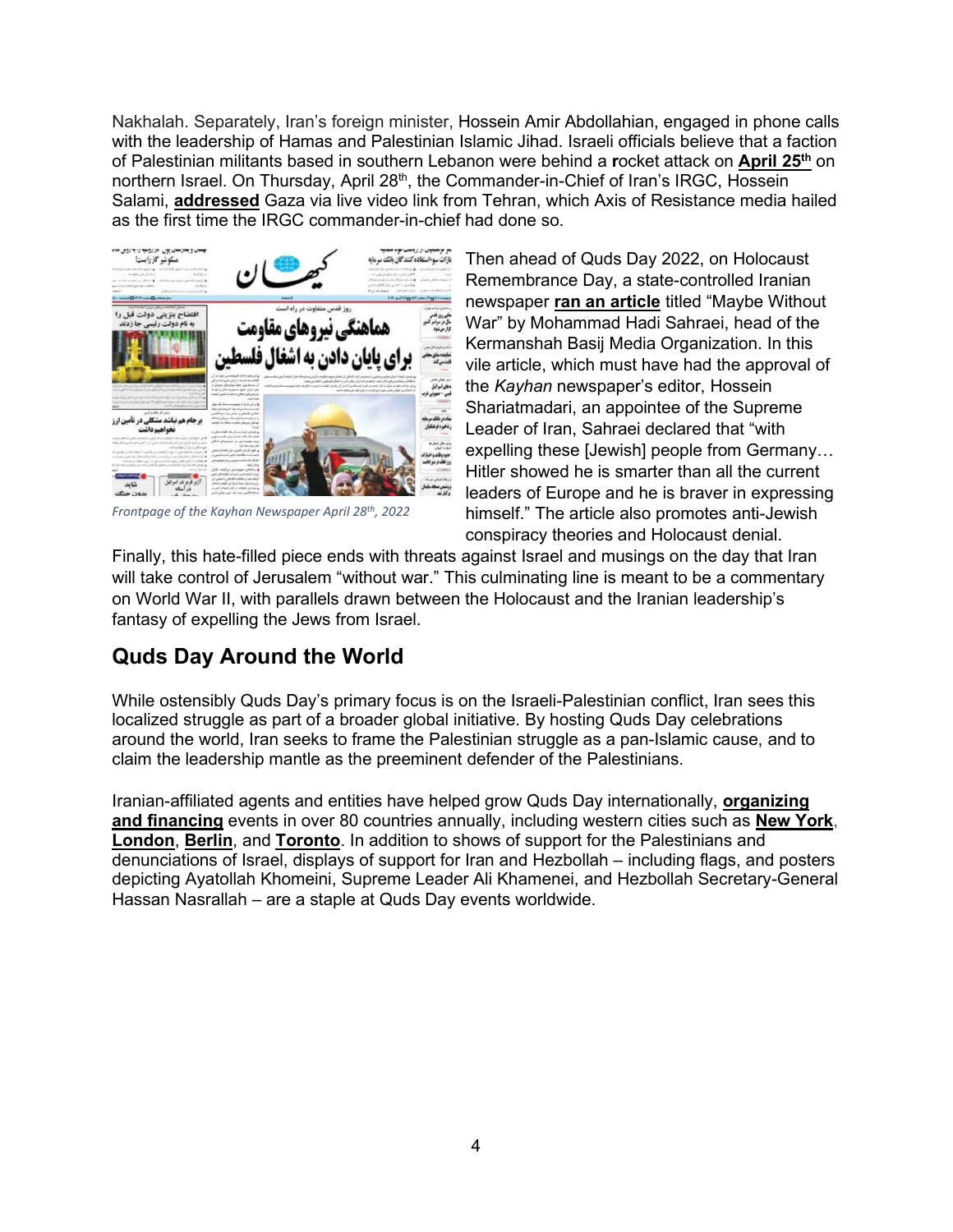Nakhalah. Separately, Iran's foreign minister, Hossein Amir Abdollahian, engaged in phone calls with the leadership of Hamas and Palestinian Islamic Jihad. Israeli officials believe that a faction of Palestinian militants based in southern Lebanon were behind a rocket attack on **April 25th** on northern Israel. On Thursday, April 28th, the Commander-in-Chief of Iran's IRGC, Hossein Salami, **addressed** Gaza via live video link from Tehran, which Axis of Resistance media hailed as the first time the IRGC commander-in-chief had done so.

*Frontpage of the Kayhan Newspaper April 28th, 2022*

Then ahead of Quds Day 2022, on Holocaust Remembrance Day, a state-controlled Iranian newspaper **ran an article** titled "Maybe Without War" by Mohammad Hadi Sahraei, head of the Kermanshah Basij Media Organization. In this vile article, which must have had the approval of the *Kayhan* newspaper's editor, Hossein Shariatmadari, an appointee of the Supreme Leader of Iran, Sahraei declared that "with expelling these [Jewish] people from Germany… Hitler showed he is smarter than all the current leaders of Europe and he is braver in expressing himself." The article also promotes anti-Jewish conspiracy theories and Holocaust denial.

Finally, this hate-filled piece ends with threats against Israel and musings on the day that Iran will take control of Jerusalem "without war." This culminating line is meant to be a commentary on World War II, with parallels drawn between the Holocaust and the Iranian leadership's fantasy of expelling the Jews from Israel.

## Quds Day Around the World

While ostensibly Quds Day's primary focus is on the Israeli-Palestinian conflict, Iran sees this localized struggle as part of a broader global initiative. By hosting Quds Day celebrations around the world, Iran seeks to frame the Palestinian struggle as a pan-Islamic cause, and to claim the leadership mantle as the preeminent defender of the Palestinians.

Iranian-affiliated agents and entities have helped grow Quds Day internationally, **organizing and financing** events in over 80 countries annually, including western cities such as **New York**, **London**, **Berlin**, and **Toronto**. In addition to shows of support for the Palestinians and denunciations of Israel, displays of support for Iran and Hezbollah – including flags, and posters depicting Ayatollah Khomeini, Supreme Leader Ali Khamenei, and Hezbollah Secretary-General Hassan Nasrallah – are a staple at Quds Day events worldwide.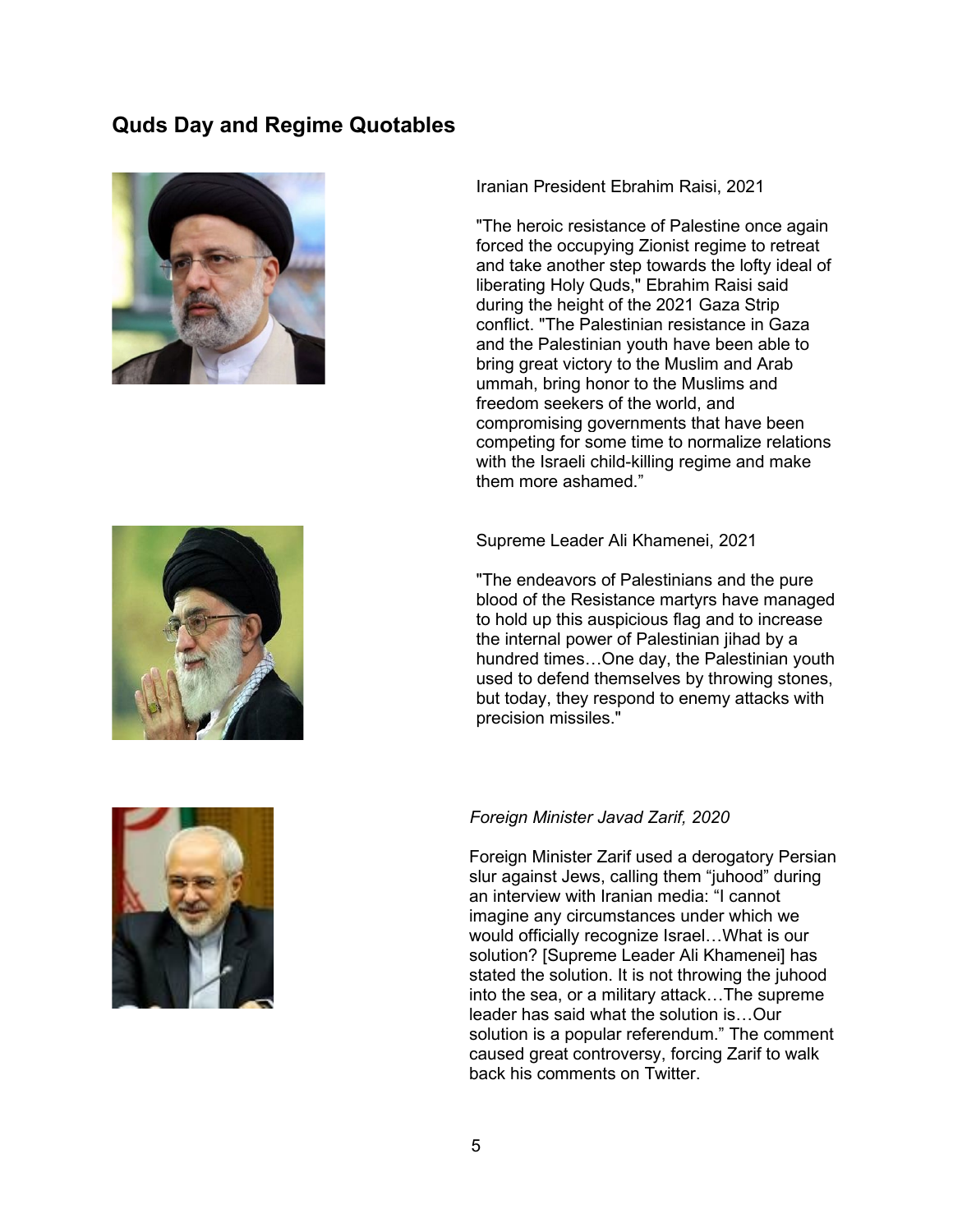## Quds Day and Regime Quotables

Iranian President Ebrahim Raisi, 2021

"The heroic resistance of Palestine once again forced the occupying Zionist regime to retreat and take another step towards the lofty ideal of liberating Holy Quds," Ebrahim Raisi said during the height of the 2021 Gaza Strip conflict. "The Palestinian resistance in Gaza and the Palestinian youth have been able to bring great victory to the Muslim and Arab ummah, bring honor to the Muslims and freedom seekers of the world, and compromising governments that have been competing for some time to normalize relations with the Israeli child-killing regime and make them more ashamed."

Supreme Leader Ali Khamenei, 2021

"The endeavors of Palestinians and the pure blood of the Resistance martyrs have managed to hold up this auspicious flag and to increase the internal power of Palestinian jihad by a hundred times…One day, the Palestinian youth used to defend themselves by throwing stones, but today, they respond to enemy attacks with precision missiles."

*Foreign Minister Javad Zarif, 2020*

Foreign Minister Zarif used a derogatory Persian slur against Jews, calling them "juhood" during an interview with Iranian media: "I cannot imagine any circumstances under which we would officially recognize Israel…What is our solution? [Supreme Leader Ali Khamenei] has stated the solution. It is not throwing the juhood into the sea, or a military attack…The supreme leader has said what the solution is…Our solution is a popular referendum." The comment caused great controversy, forcing Zarif to walk back his comments on Twitter.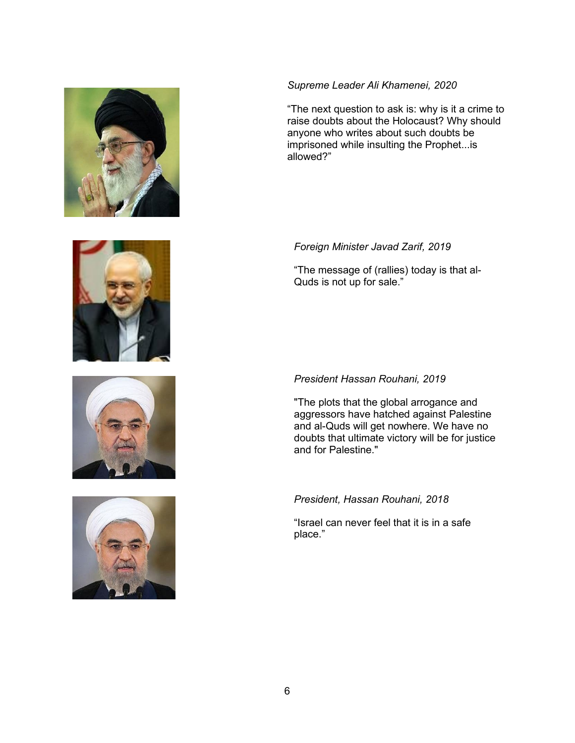*Supreme Leader Ali Khamenei, 2020*

“The next question to ask is: why is it a crime to raise doubts about the Holocaust? Why should anyone who writes about such doubts be imprisoned while insulting the Prophet...is allowed?”

*Foreign Minister Javad Zarif, 2019*

“The message of (rallies) today is that al-Quds is not up for sale.”

*President Hassan Rouhani, 2019*

"The plots that the global arrogance and aggressors have hatched against Palestine and al-Quds will get nowhere. We have no doubts that ultimate victory will be for justice and for Palestine."

*President, Hassan Rouhani, 2018*

“Israel can never feel that it is in a safe place.”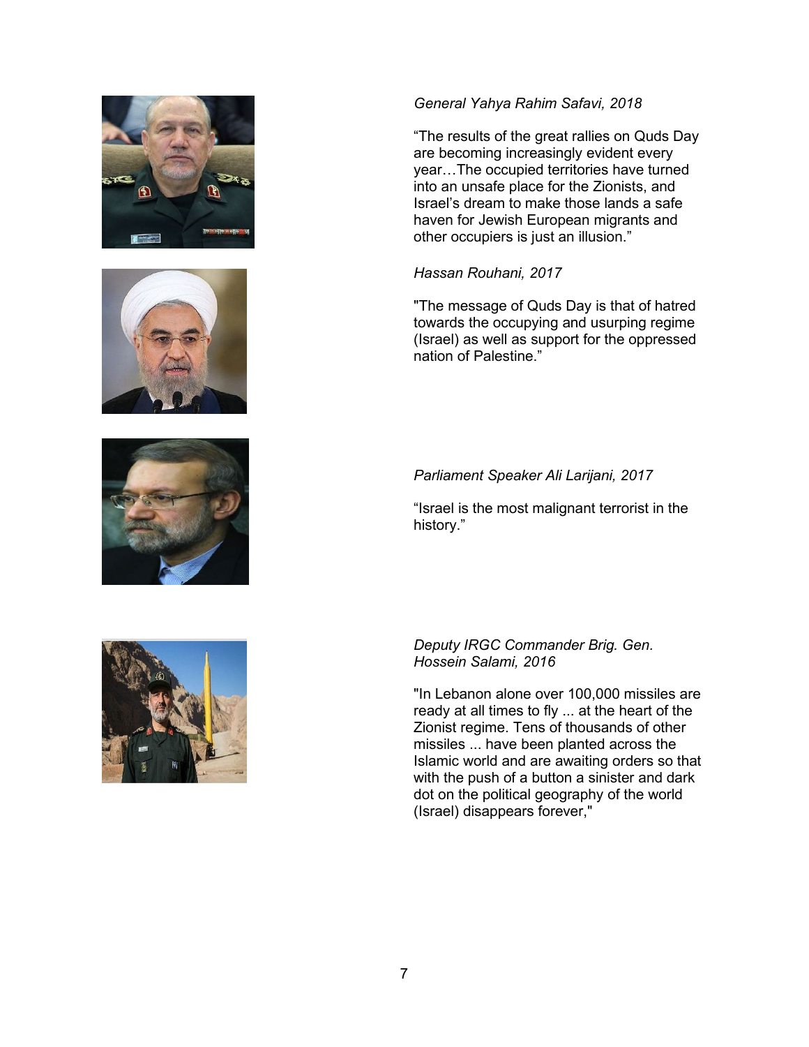*General Yahya Rahim Safavi, 2018*

"The results of the great rallies on Quds Day are becoming increasingly evident every year…The occupied territories have turned into an unsafe place for the Zionists, and Israel's dream to make those lands a safe haven for Jewish European migrants and other occupiers is just an illusion."

*Hassan Rouhani, 2017*

"The message of Quds Day is that of hatred towards the occupying and usurping regime (Israel) as well as support for the oppressed nation of Palestine."

*Parliament Speaker Ali Larijani, 2017*

"Israel is the most malignant terrorist in the history."

*Deputy IRGC Commander Brig. Gen. Hossein Salami, 2016*

"In Lebanon alone over 100,000 missiles are ready at all times to fly ... at the heart of the Zionist regime. Tens of thousands of other missiles ... have been planted across the Islamic world and are awaiting orders so that with the push of a button a sinister and dark dot on the political geography of the world (Israel) disappears forever,"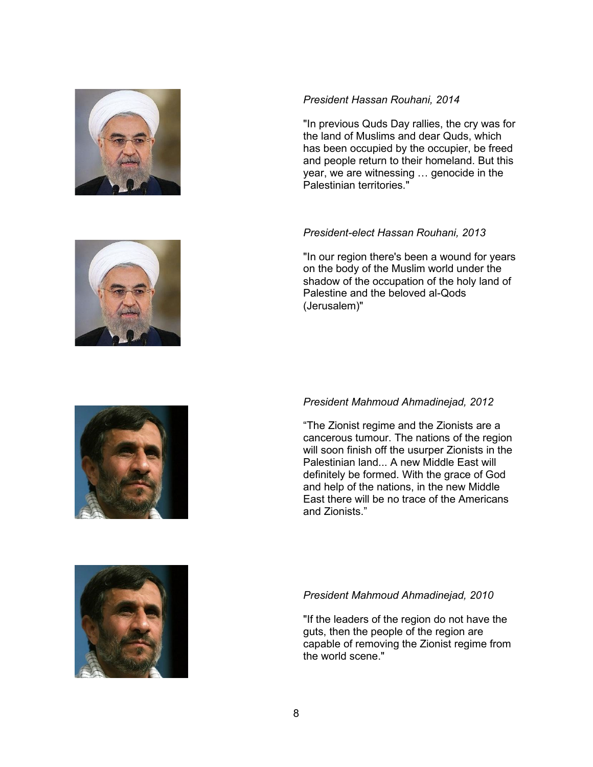*President Hassan Rouhani, 2014*

"In previous Quds Day rallies, the cry was for the land of Muslims and dear Quds, which has been occupied by the occupier, be freed and people return to their homeland. But this year, we are witnessing … genocide in the Palestinian territories."

*President-elect Hassan Rouhani, 2013*

"In our region there's been a wound for years on the body of the Muslim world under the shadow of the occupation of the holy land of Palestine and the beloved al-Qods (Jerusalem)"

*President Mahmoud Ahmadinejad, 2012*

"The Zionist regime and the Zionists are a cancerous tumour. The nations of the region will soon finish off the usurper Zionists in the Palestinian land... A new Middle East will definitely be formed. With the grace of God and help of the nations, in the new Middle East there will be no trace of the Americans and Zionists."

*President Mahmoud Ahmadinejad, 2010*

"If the leaders of the region do not have the guts, then the people of the region are capable of removing the Zionist regime from the world scene."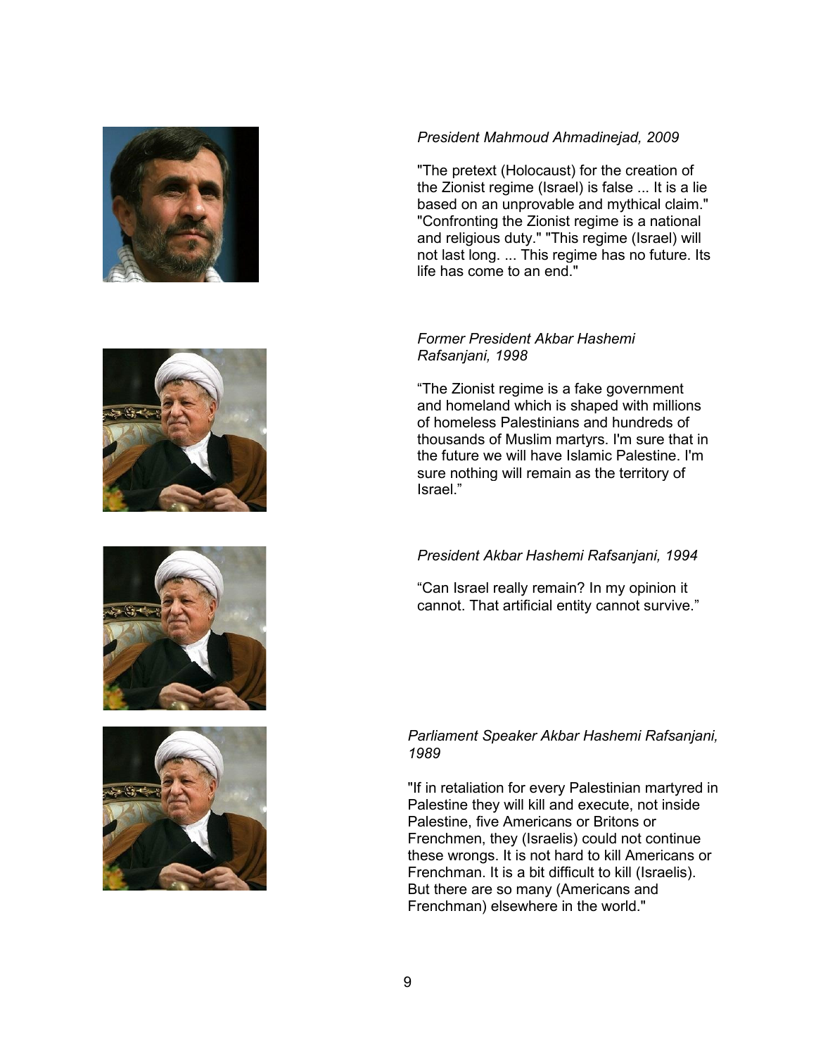*President Mahmoud Ahmadinejad, 2009*

"The pretext (Holocaust) for the creation of the Zionist regime (Israel) is false ... It is a lie based on an unprovable and mythical claim." "Confronting the Zionist regime is a national and religious duty." "This regime (Israel) will not last long. ... This regime has no future. Its life has come to an end."

*Former President Akbar Hashemi Rafsanjani, 1998*

“The Zionist regime is a fake government and homeland which is shaped with millions of homeless Palestinians and hundreds of thousands of Muslim martyrs. I'm sure that in the future we will have Islamic Palestine. I'm sure nothing will remain as the territory of Israel.”

*President Akbar Hashemi Rafsanjani, 1994*

“Can Israel really remain? In my opinion it cannot. That artificial entity cannot survive.”

*Parliament Speaker Akbar Hashemi Rafsanjani, 1989*

"If in retaliation for every Palestinian martyred in Palestine they will kill and execute, not inside Palestine, five Americans or Britons or Frenchmen, they (Israelis) could not continue these wrongs. It is not hard to kill Americans or Frenchman. It is a bit difficult to kill (Israelis). But there are so many (Americans and Frenchman) elsewhere in the world."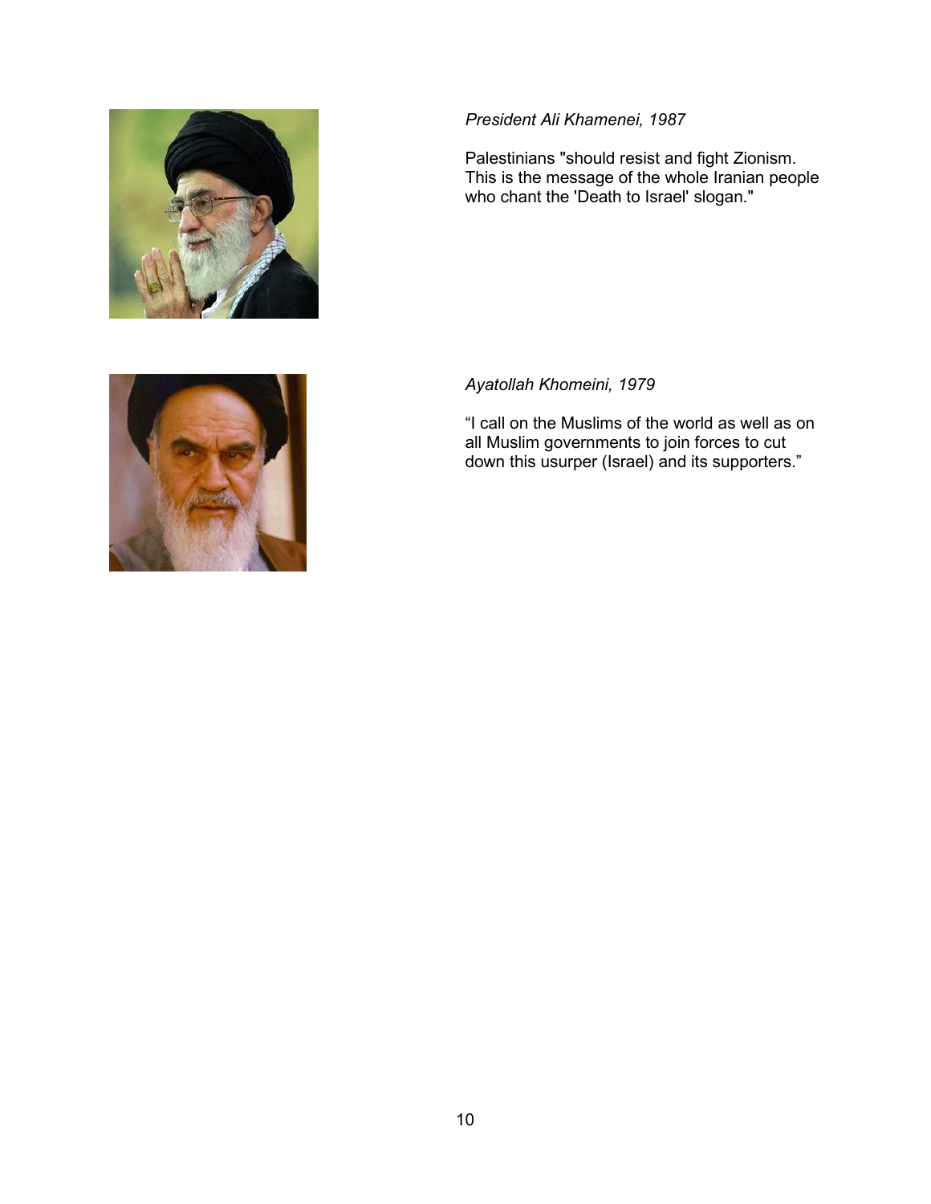*President Ali Khamenei, 1987*

Palestinians "should resist and fight Zionism. This is the message of the whole Iranian people who chant the 'Death to Israel' slogan."

*Ayatollah Khomeini, 1979*

"I call on the Muslims of the world as well as on all Muslim governments to join forces to cut down this usurper (Israel) and its supporters."